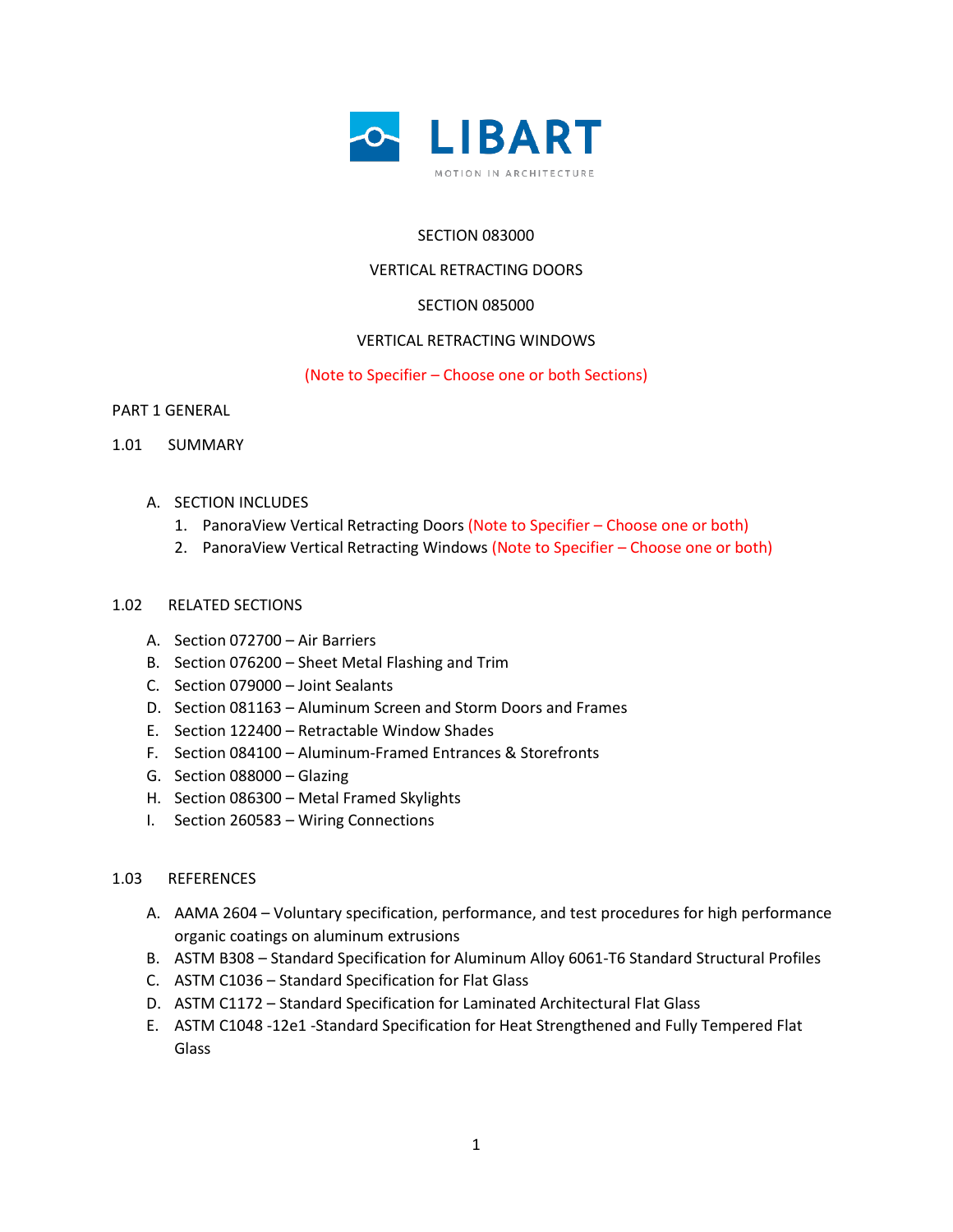LIBART

MOTION IN ARCHITECTURE

SECTION 083000

VERTICAL RETRACTING DOORS

SECTION 085000

VERTICAL RETRACTING WINDOWS

(Note to Specifier – Choose one or both Sections)

# PART 1 GENERAL

## 1.01 SUMMARY

A. SECTION INCLUDES
   1. PanoraView Vertical Retracting Doors (Note to Specifier – Choose one or both)
   2. PanoraView Vertical Retracting Windows (Note to Specifier – Choose one or both)

## 1.02 RELATED SECTIONS

A. Section 072700 – Air Barriers
B. Section 076200 – Sheet Metal Flashing and Trim
C. Section 079000 – Joint Sealants
D. Section 081163 – Aluminum Screen and Storm Doors and Frames
E. Section 122400 – Retractable Window Shades
F. Section 084100 – Aluminum-Framed Entrances & Storefronts
G. Section 088000 – Glazing
H. Section 086300 – Metal Framed Skylights
I. Section 260583 – Wiring Connections

## 1.03 REFERENCES

A. AAMA 2604 – Voluntary specification, performance, and test procedures for high performance organic coatings on aluminum extrusions
B. ASTM B308 – Standard Specification for Aluminum Alloy 6061-T6 Standard Structural Profiles
C. ASTM C1036 – Standard Specification for Flat Glass
D. ASTM C1172 – Standard Specification for Laminated Architectural Flat Glass
E. ASTM C1048 -12e1 -Standard Specification for Heat Strengthened and Fully Tempered Flat Glass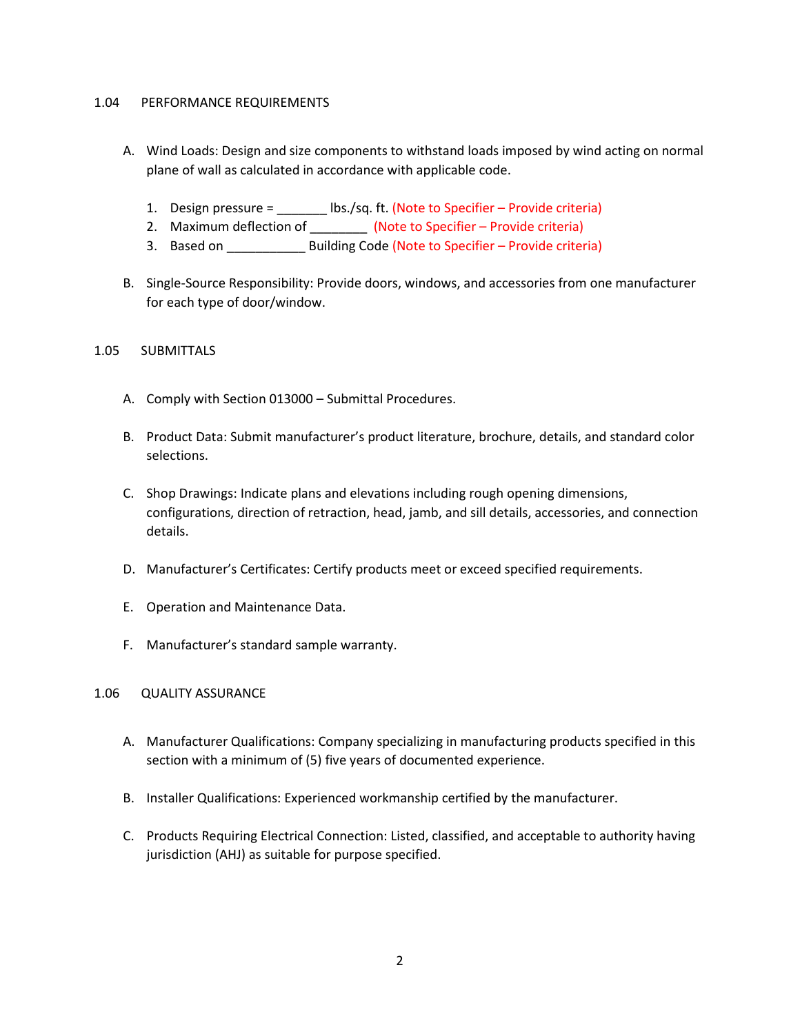## 1.04 PERFORMANCE REQUIREMENTS

A. Wind Loads: Design and size components to withstand loads imposed by wind acting on normal plane of wall as calculated in accordance with applicable code.

1. Design pressure = _______ lbs./sq. ft. (Note to Specifier – Provide criteria)
2. Maximum deflection of ________ (Note to Specifier – Provide criteria)
3. Based on ___________ Building Code (Note to Specifier – Provide criteria)

B. Single-Source Responsibility: Provide doors, windows, and accessories from one manufacturer for each type of door/window.

## 1.05 SUBMITTALS

A. Comply with Section 013000 – Submittal Procedures.

B. Product Data: Submit manufacturer's product literature, brochure, details, and standard color selections.

C. Shop Drawings: Indicate plans and elevations including rough opening dimensions, configurations, direction of retraction, head, jamb, and sill details, accessories, and connection details.

D. Manufacturer's Certificates: Certify products meet or exceed specified requirements.

E. Operation and Maintenance Data.

F. Manufacturer's standard sample warranty.

## 1.06 QUALITY ASSURANCE

A. Manufacturer Qualifications: Company specializing in manufacturing products specified in this section with a minimum of (5) five years of documented experience.

B. Installer Qualifications: Experienced workmanship certified by the manufacturer.

C. Products Requiring Electrical Connection: Listed, classified, and acceptable to authority having jurisdiction (AHJ) as suitable for purpose specified.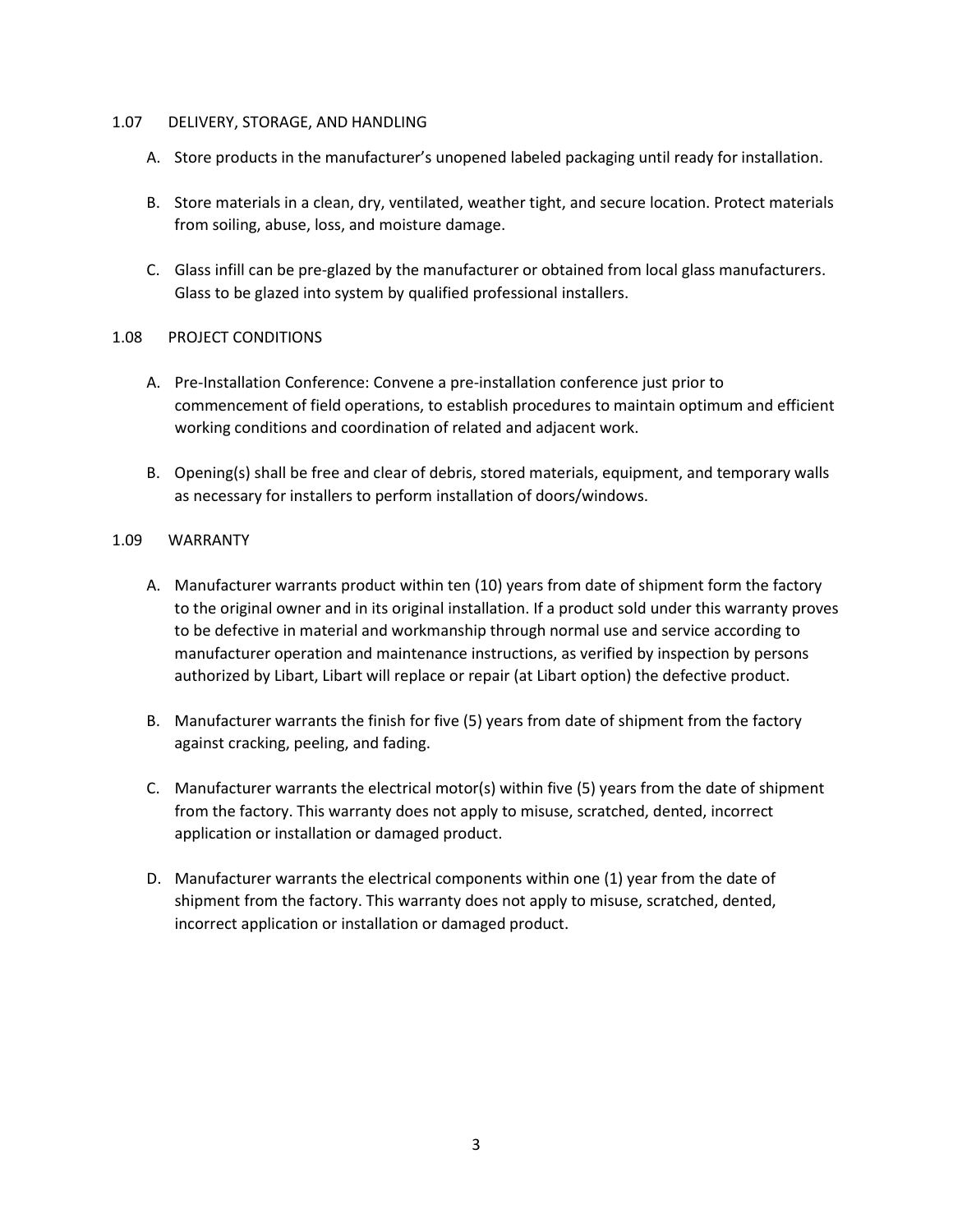## 1.07 DELIVERY, STORAGE, AND HANDLING

A. Store products in the manufacturer's unopened labeled packaging until ready for installation.

B. Store materials in a clean, dry, ventilated, weather tight, and secure location. Protect materials from soiling, abuse, loss, and moisture damage.

C. Glass infill can be pre-glazed by the manufacturer or obtained from local glass manufacturers. Glass to be glazed into system by qualified professional installers.

## 1.08 PROJECT CONDITIONS

A. Pre-Installation Conference: Convene a pre-installation conference just prior to commencement of field operations, to establish procedures to maintain optimum and efficient working conditions and coordination of related and adjacent work.

B. Opening(s) shall be free and clear of debris, stored materials, equipment, and temporary walls as necessary for installers to perform installation of doors/windows.

## 1.09 WARRANTY

A. Manufacturer warrants product within ten (10) years from date of shipment form the factory to the original owner and in its original installation. If a product sold under this warranty proves to be defective in material and workmanship through normal use and service according to manufacturer operation and maintenance instructions, as verified by inspection by persons authorized by Libart, Libart will replace or repair (at Libart option) the defective product.

B. Manufacturer warrants the finish for five (5) years from date of shipment from the factory against cracking, peeling, and fading.

C. Manufacturer warrants the electrical motor(s) within five (5) years from the date of shipment from the factory. This warranty does not apply to misuse, scratched, dented, incorrect application or installation or damaged product.

D. Manufacturer warrants the electrical components within one (1) year from the date of shipment from the factory. This warranty does not apply to misuse, scratched, dented, incorrect application or installation or damaged product.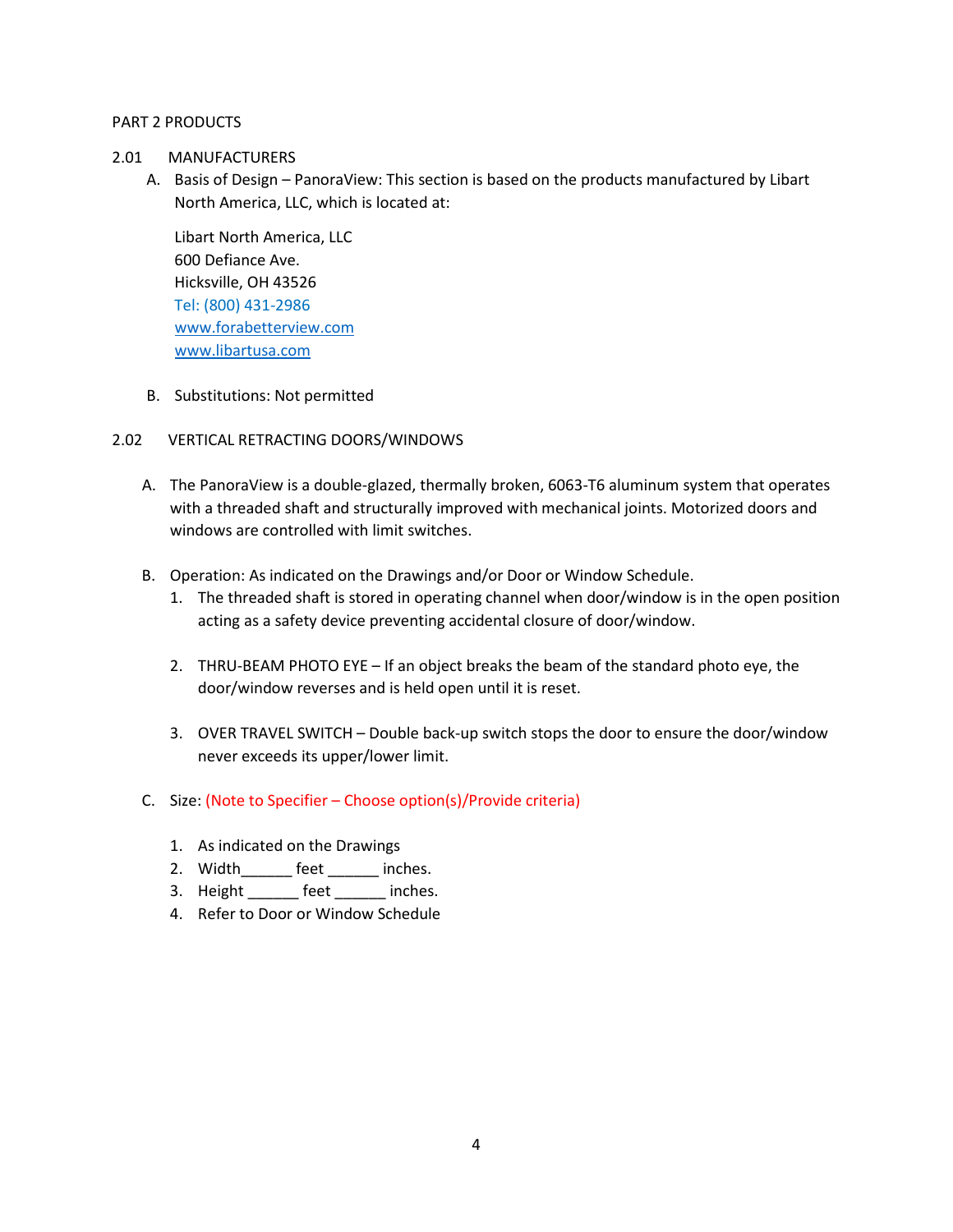PART 2 PRODUCTS

2.01 MANUFACTURERS

A. Basis of Design – PanoraView: This section is based on the products manufactured by Libart North America, LLC, which is located at:

   Libart North America, LLC
   600 Defiance Ave.
   Hicksville, OH 43526
   Tel: (800) 431-2986
   www.forabetterview.com
   www.libartusa.com

B. Substitutions: Not permitted

2.02 VERTICAL RETRACTING DOORS/WINDOWS

A. The PanoraView is a double-glazed, thermally broken, 6063-T6 aluminum system that operates with a threaded shaft and structurally improved with mechanical joints. Motorized doors and windows are controlled with limit switches.

B. Operation: As indicated on the Drawings and/or Door or Window Schedule.
   1. The threaded shaft is stored in operating channel when door/window is in the open position acting as a safety device preventing accidental closure of door/window.
   2. THRU-BEAM PHOTO EYE – If an object breaks the beam of the standard photo eye, the door/window reverses and is held open until it is reset.
   3. OVER TRAVEL SWITCH – Double back-up switch stops the door to ensure the door/window never exceeds its upper/lower limit.

C. Size: (Note to Specifier – Choose option(s)/Provide criteria)
   1. As indicated on the Drawings
   2. Width______ feet ______ inches.
   3. Height ______ feet ______ inches.
   4. Refer to Door or Window Schedule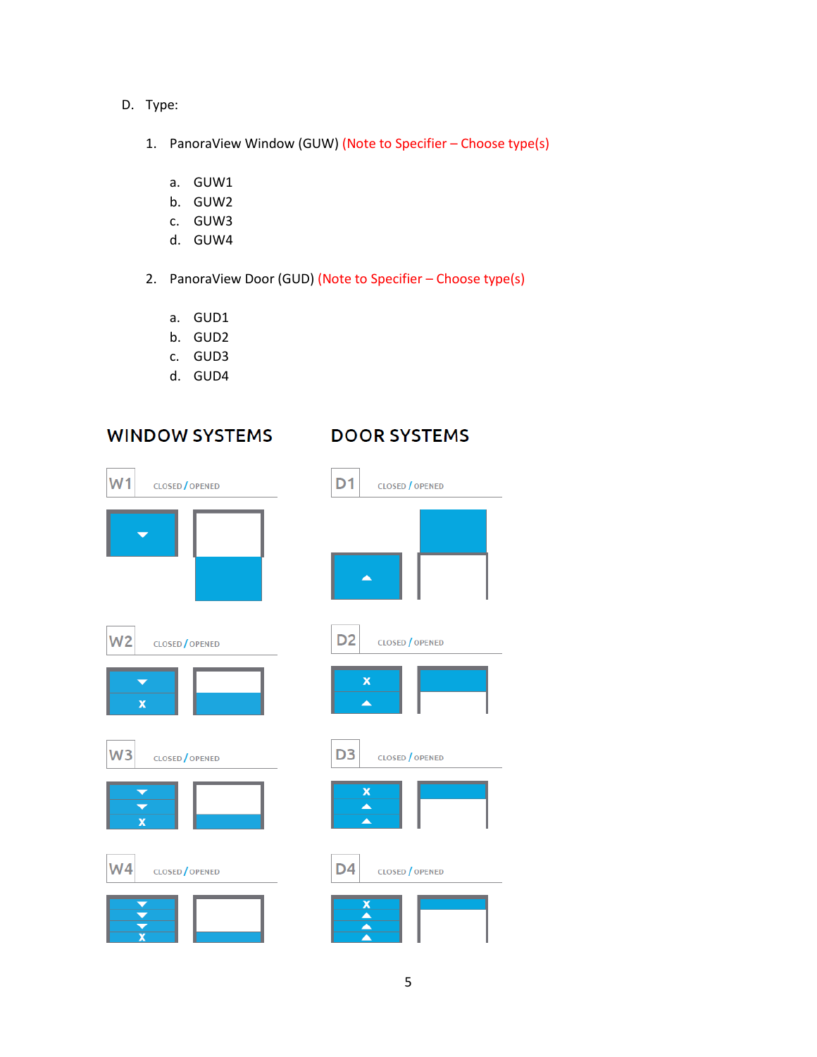D. Type:

1. PanoraView Window (GUW) (Note to Specifier – Choose type(s)

   a. GUW1
   b. GUW2
   c. GUW3
   d. GUW4

2. PanoraView Door (GUD) (Note to Specifier – Choose type(s)

   a. GUD1
   b. GUD2
   c. GUD3
   d. GUD4

## WINDOW SYSTEMS

W1 CLOSED / OPENED

W2 CLOSED / OPENED

W3 CLOSED / OPENED

W4 CLOSED / OPENED

## DOOR SYSTEMS

D1 CLOSED / OPENED

D2 CLOSED / OPENED

D3 CLOSED / OPENED

D4 CLOSED / OPENED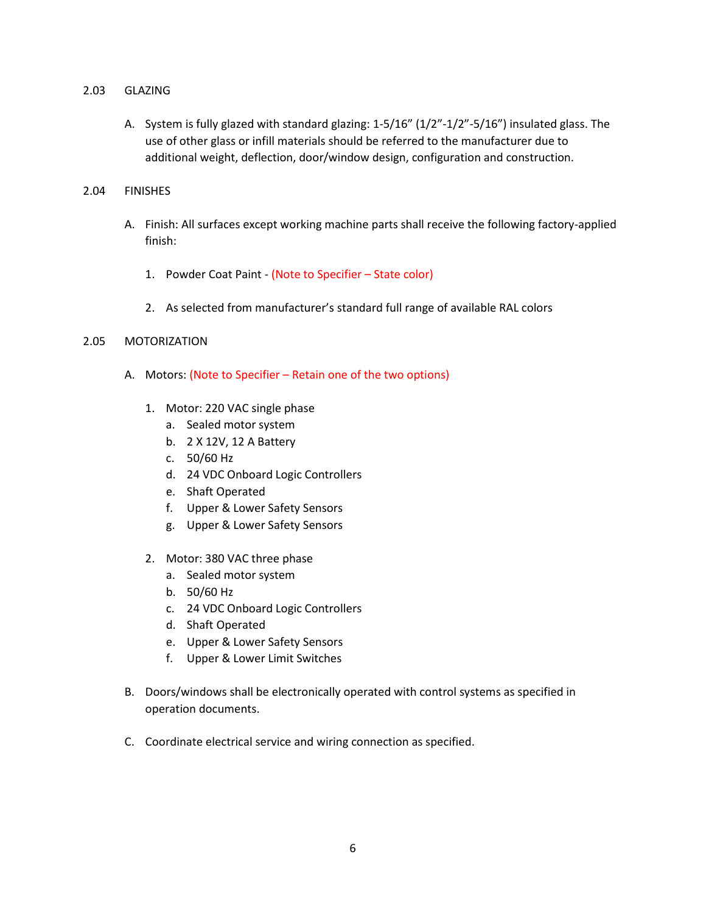## 2.03 GLAZING

A. System is fully glazed with standard glazing: 1-5/16" (1/2"-1/2"-5/16") insulated glass. The use of other glass or infill materials should be referred to the manufacturer due to additional weight, deflection, door/window design, configuration and construction.

## 2.04 FINISHES

A. Finish: All surfaces except working machine parts shall receive the following factory-applied finish:

   1. Powder Coat Paint - (Note to Specifier – State color)

   2. As selected from manufacturer's standard full range of available RAL colors

## 2.05 MOTORIZATION

A. Motors: (Note to Specifier – Retain one of the two options)

   1. Motor: 220 VAC single phase
      a. Sealed motor system
      b. 2 X 12V, 12 A Battery
      c. 50/60 Hz
      d. 24 VDC Onboard Logic Controllers
      e. Shaft Operated
      f. Upper & Lower Safety Sensors
      g. Upper & Lower Safety Sensors

   2. Motor: 380 VAC three phase
      a. Sealed motor system
      b. 50/60 Hz
      c. 24 VDC Onboard Logic Controllers
      d. Shaft Operated
      e. Upper & Lower Safety Sensors
      f. Upper & Lower Limit Switches

B. Doors/windows shall be electronically operated with control systems as specified in operation documents.

C. Coordinate electrical service and wiring connection as specified.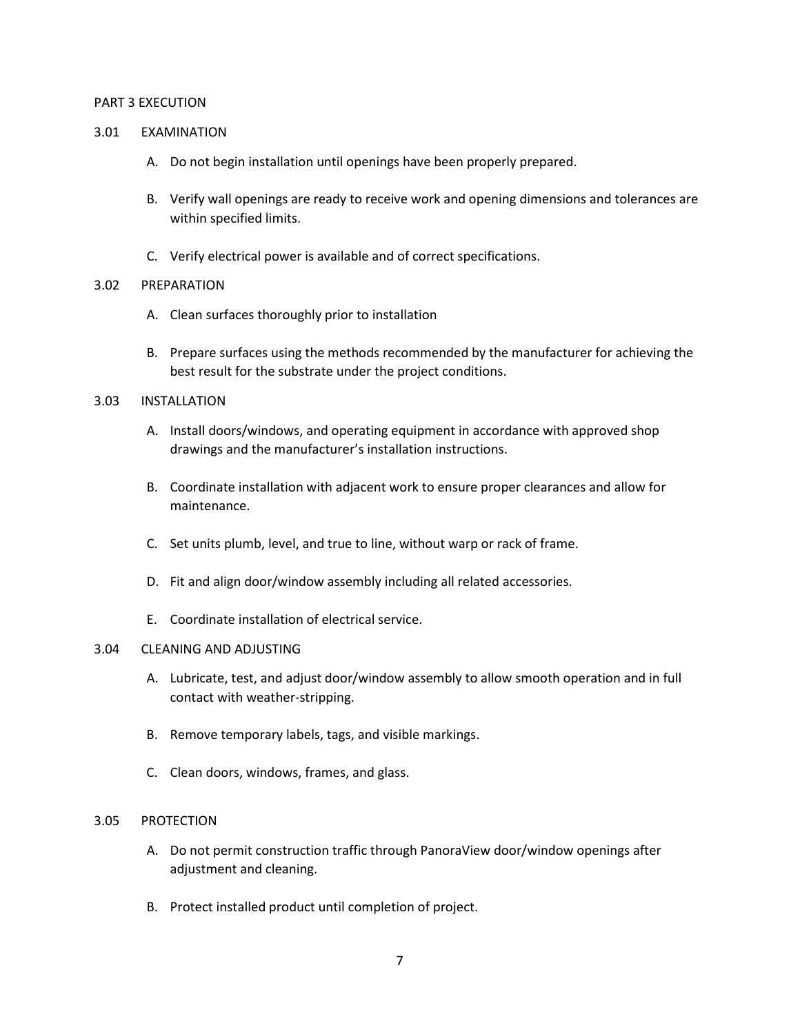# PART 3 EXECUTION

## 3.01 EXAMINATION

A. Do not begin installation until openings have been properly prepared.

B. Verify wall openings are ready to receive work and opening dimensions and tolerances are within specified limits.

C. Verify electrical power is available and of correct specifications.

## 3.02 PREPARATION

A. Clean surfaces thoroughly prior to installation

B. Prepare surfaces using the methods recommended by the manufacturer for achieving the best result for the substrate under the project conditions.

## 3.03 INSTALLATION

A. Install doors/windows, and operating equipment in accordance with approved shop drawings and the manufacturer's installation instructions.

B. Coordinate installation with adjacent work to ensure proper clearances and allow for maintenance.

C. Set units plumb, level, and true to line, without warp or rack of frame.

D. Fit and align door/window assembly including all related accessories.

E. Coordinate installation of electrical service.

## 3.04 CLEANING AND ADJUSTING

A. Lubricate, test, and adjust door/window assembly to allow smooth operation and in full contact with weather-stripping.

B. Remove temporary labels, tags, and visible markings.

C. Clean doors, windows, frames, and glass.

## 3.05 PROTECTION

A. Do not permit construction traffic through PanoraView door/window openings after adjustment and cleaning.

B. Protect installed product until completion of project.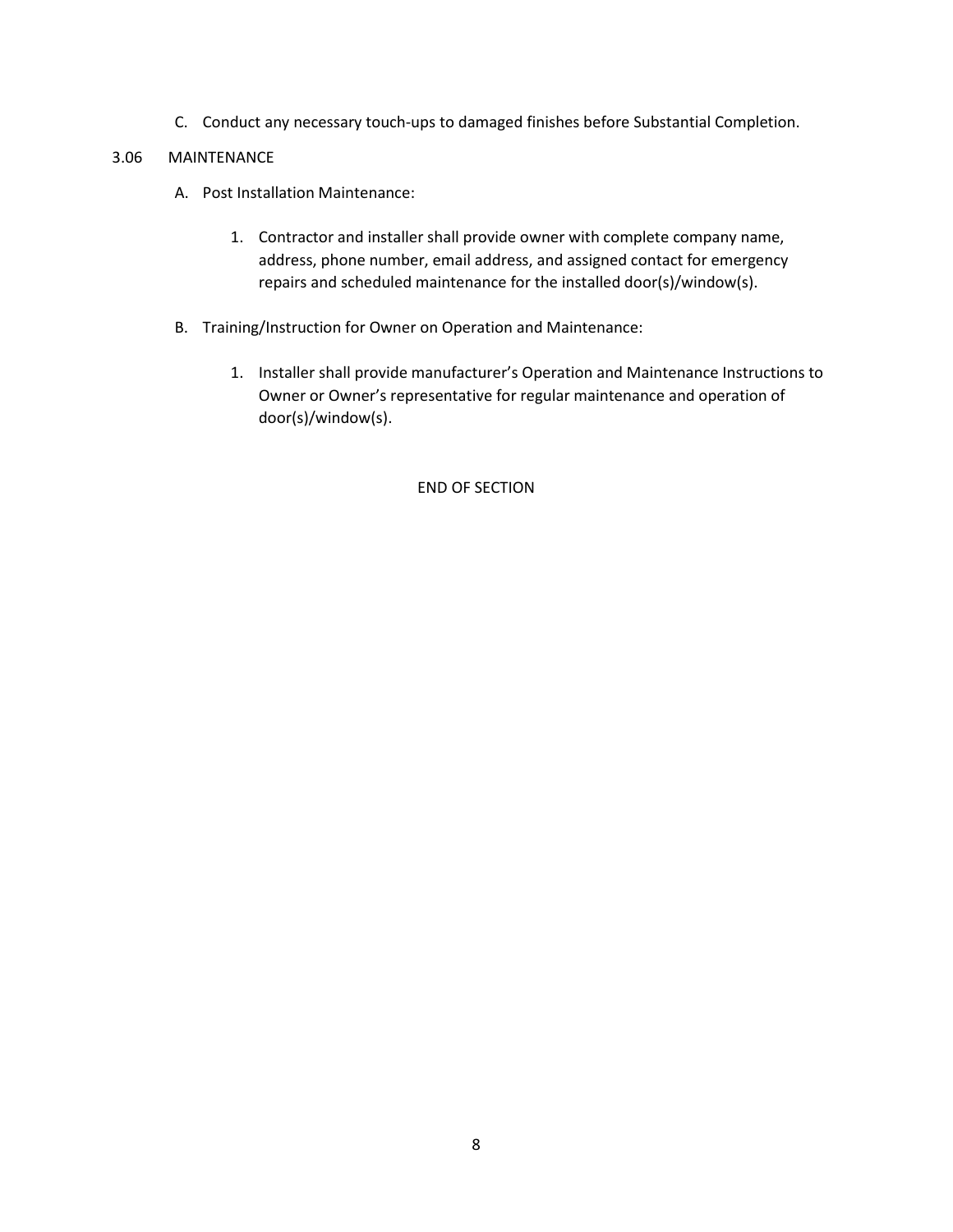C. Conduct any necessary touch-ups to damaged finishes before Substantial Completion.

3.06 MAINTENANCE

A. Post Installation Maintenance:

   1. Contractor and installer shall provide owner with complete company name, address, phone number, email address, and assigned contact for emergency repairs and scheduled maintenance for the installed door(s)/window(s).

B. Training/Instruction for Owner on Operation and Maintenance:

   1. Installer shall provide manufacturer's Operation and Maintenance Instructions to Owner or Owner's representative for regular maintenance and operation of door(s)/window(s).

END OF SECTION